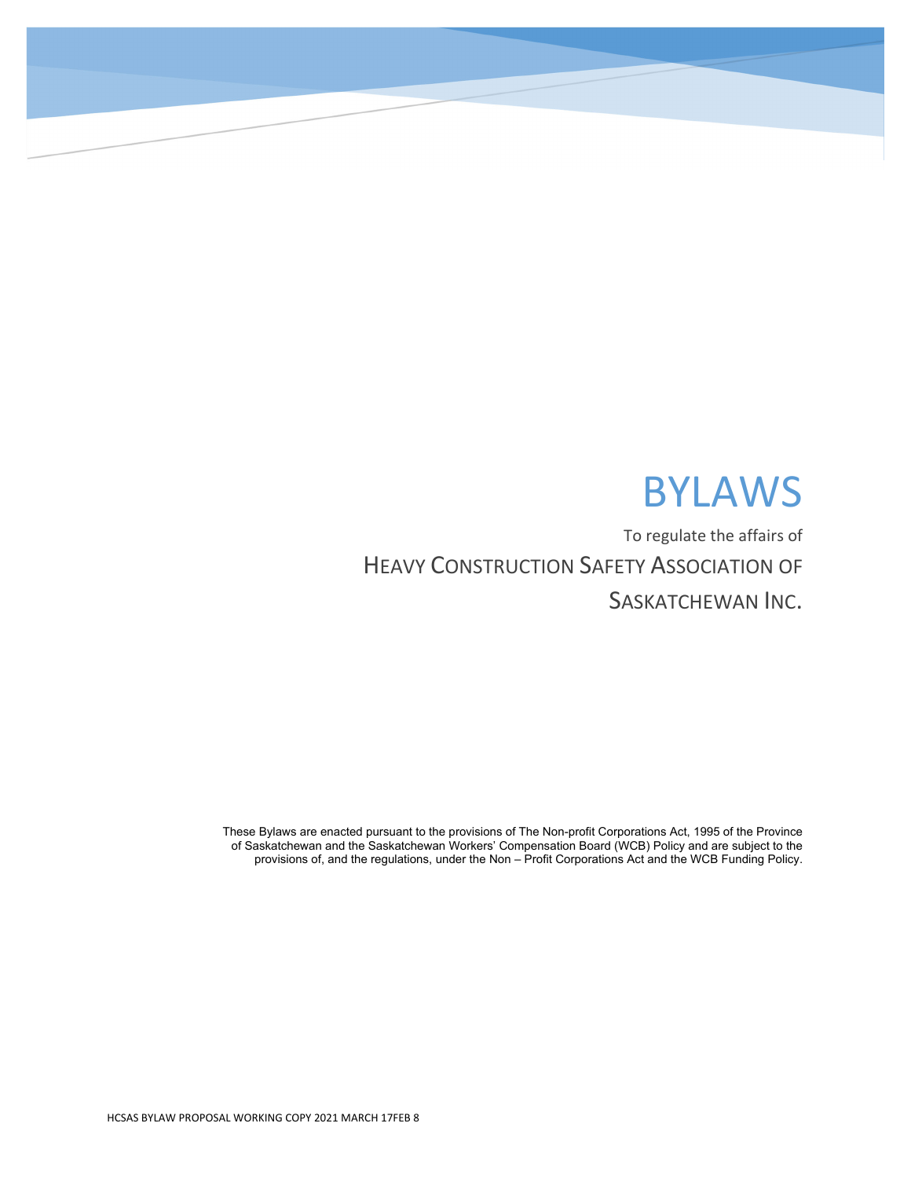# BYLAWS

To regulate the affairs of

## HEAVY CONSTRUCTION SAFETY ASSOCIATION OF SASKATCHEWAN INC.

These Bylaws are enacted pursuant to the provisions of The Non-profit Corporations Act, 1995 of the Province of Saskatchewan and the Saskatchewan Workers' Compensation Board (WCB) Policy and are subject to the provisions of, and the regulations, under the Non – Profit Corporations Act and the WCB Funding Policy.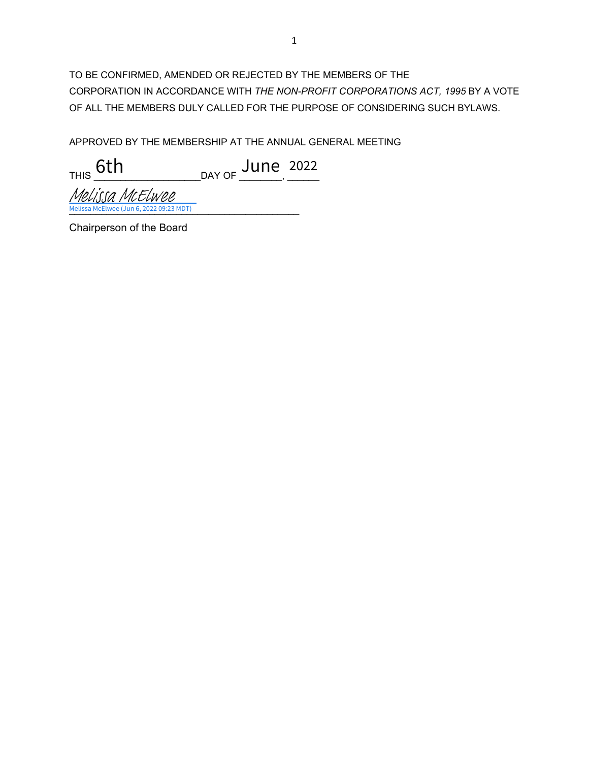TO BE CONFIRMED, AMENDED OR REJECTED BY THE MEMBERS OF THE CORPORATION IN ACCORDANCE WITH *THE NON-PROFIT CORPORATIONS ACT, 1995* BY A VOTE OF ALL THE MEMBERS DULY CALLED FOR THE PURPOSE OF CONSIDERING SUCH BYLAWS.

APPROVED BY THE MEMBERSHIP AT THE ANNUAL GENERAL MEETING

THIS 6th DAY OF June, 2022

*Melissa McElwee*
Melissa McElwee (Jun 6, 2022 09:23 MDT)

Chairperson of the Board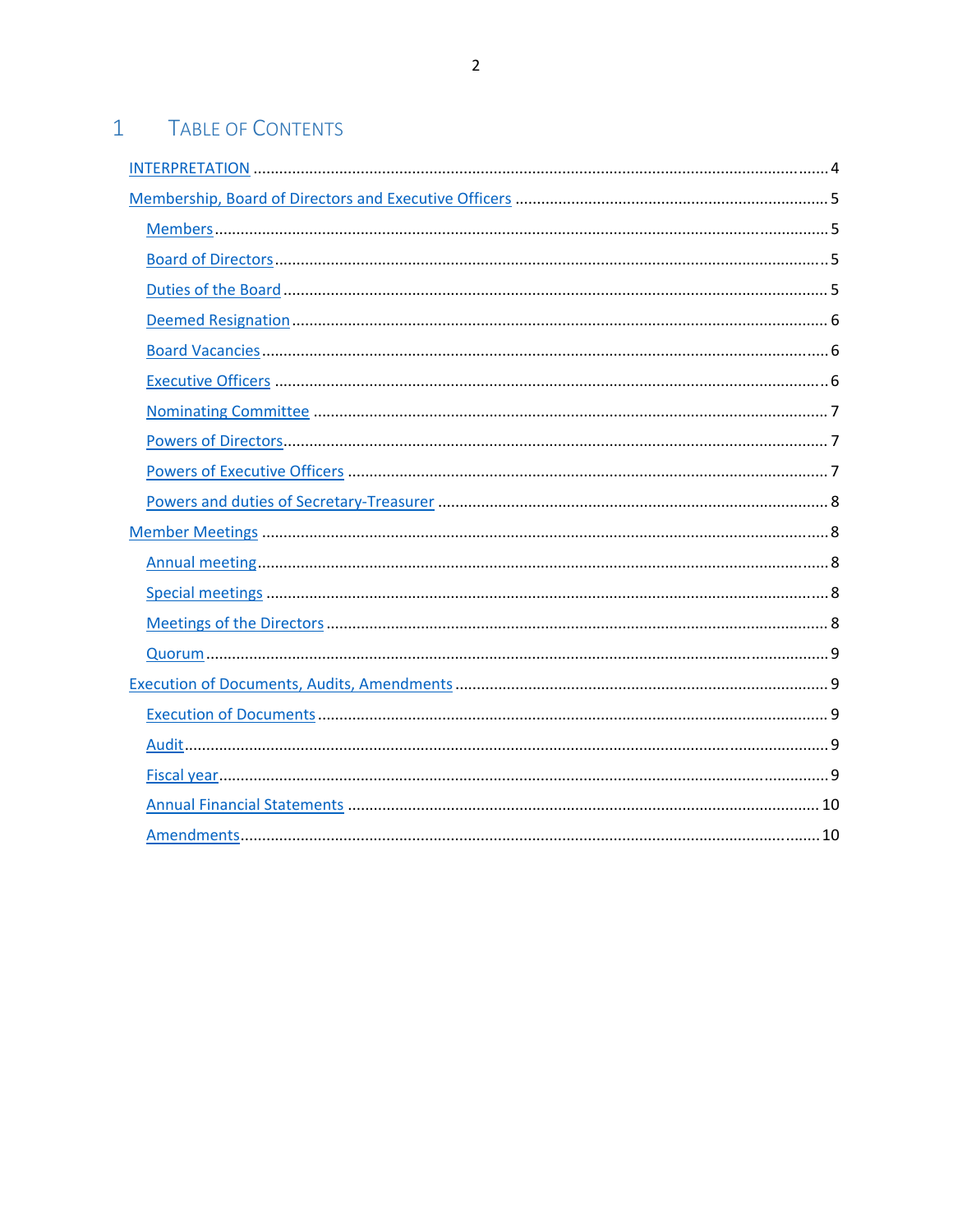# 1 Table of Contents

- [INTERPRETATION](#) ..... 4
- [Membership, Board of Directors and Executive Officers](#) ..... 5
  - [Members](#) ..... 5
  - [Board of Directors](#) ..... 5
  - [Duties of the Board](#) ..... 5
  - [Deemed Resignation](#) ..... 6
  - [Board Vacancies](#) ..... 6
  - [Executive Officers](#) ..... 6
  - [Nominating Committee](#) ..... 7
  - [Powers of Directors](#) ..... 7
  - [Powers of Executive Officers](#) ..... 7
  - [Powers and duties of Secretary-Treasurer](#) ..... 8
- [Member Meetings](#) ..... 8
  - [Annual meeting](#) ..... 8
  - [Special meetings](#) ..... 8
  - [Meetings of the Directors](#) ..... 8
  - [Quorum](#) ..... 9
- [Execution of Documents, Audits, Amendments](#) ..... 9
  - [Execution of Documents](#) ..... 9
  - [Audit](#) ..... 9
  - [Fiscal year](#) ..... 9
  - [Annual Financial Statements](#) ..... 10
  - [Amendments](#) ..... 10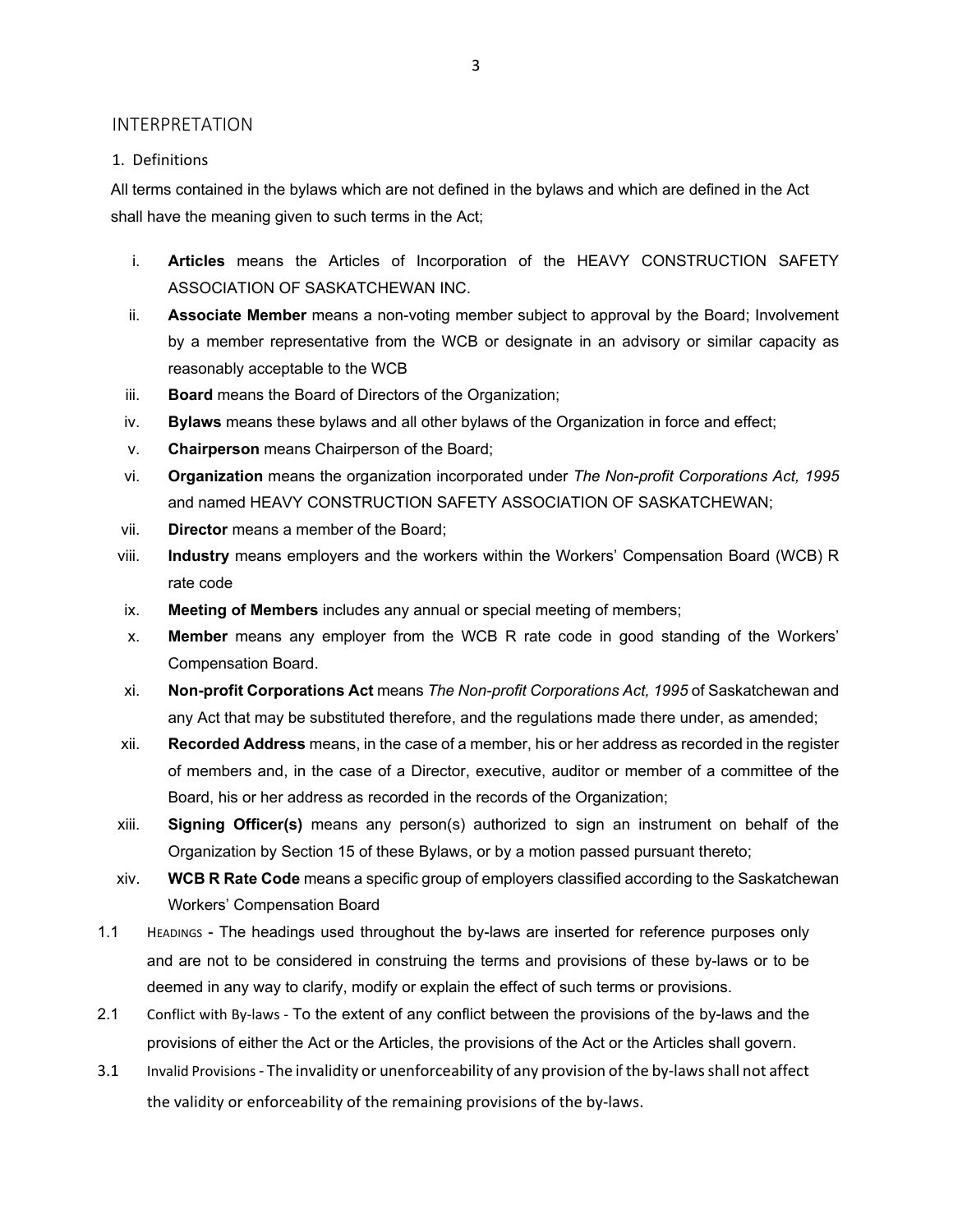## INTERPRETATION

### 1. Definitions

All terms contained in the bylaws which are not defined in the bylaws and which are defined in the Act shall have the meaning given to such terms in the Act;

i. **Articles** means the Articles of Incorporation of the HEAVY CONSTRUCTION SAFETY ASSOCIATION OF SASKATCHEWAN INC.

ii. **Associate Member** means a non-voting member subject to approval by the Board; Involvement by a member representative from the WCB or designate in an advisory or similar capacity as reasonably acceptable to the WCB

iii. **Board** means the Board of Directors of the Organization;

iv. **Bylaws** means these bylaws and all other bylaws of the Organization in force and effect;

v. **Chairperson** means Chairperson of the Board;

vi. **Organization** means the organization incorporated under *The Non-profit Corporations Act, 1995* and named HEAVY CONSTRUCTION SAFETY ASSOCIATION OF SASKATCHEWAN;

vii. **Director** means a member of the Board;

viii. **Industry** means employers and the workers within the Workers' Compensation Board (WCB) R rate code

ix. **Meeting of Members** includes any annual or special meeting of members;

x. **Member** means any employer from the WCB R rate code in good standing of the Workers' Compensation Board.

xi. **Non-profit Corporations Act** means *The Non-profit Corporations Act, 1995* of Saskatchewan and any Act that may be substituted therefore, and the regulations made there under, as amended;

xii. **Recorded Address** means, in the case of a member, his or her address as recorded in the register of members and, in the case of a Director, executive, auditor or member of a committee of the Board, his or her address as recorded in the records of the Organization;

xiii. **Signing Officer(s)** means any person(s) authorized to sign an instrument on behalf of the Organization by Section 15 of these Bylaws, or by a motion passed pursuant thereto;

xiv. **WCB R Rate Code** means a specific group of employers classified according to the Saskatchewan Workers' Compensation Board

1.1 HEADINGS - The headings used throughout the by-laws are inserted for reference purposes only and are not to be considered in construing the terms and provisions of these by-laws or to be deemed in any way to clarify, modify or explain the effect of such terms or provisions.

2.1 Conflict with By-laws - To the extent of any conflict between the provisions of the by-laws and the provisions of either the Act or the Articles, the provisions of the Act or the Articles shall govern.

3.1 Invalid Provisions - The invalidity or unenforceability of any provision of the by-laws shall not affect the validity or enforceability of the remaining provisions of the by-laws.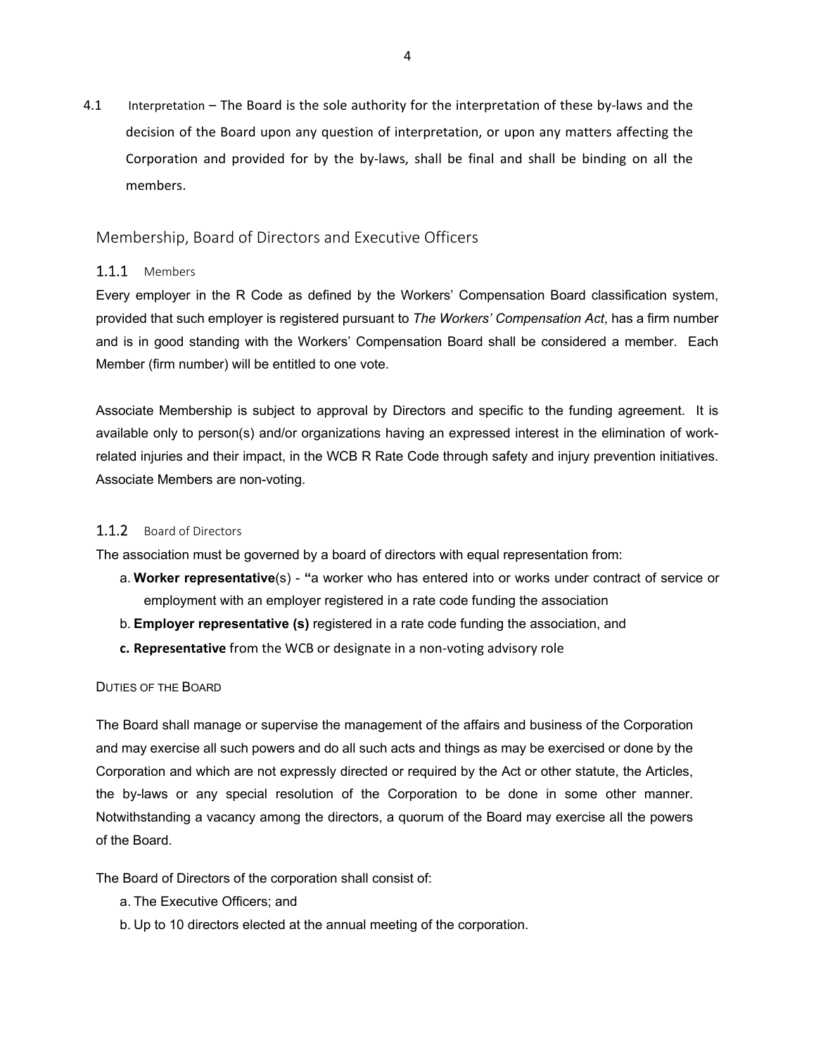4.1 Interpretation – The Board is the sole authority for the interpretation of these by-laws and the decision of the Board upon any question of interpretation, or upon any matters affecting the Corporation and provided for by the by-laws, shall be final and shall be binding on all the members.

## Membership, Board of Directors and Executive Officers

### 1.1.1 Members

Every employer in the R Code as defined by the Workers' Compensation Board classification system, provided that such employer is registered pursuant to *The Workers' Compensation Act*, has a firm number and is in good standing with the Workers' Compensation Board shall be considered a member. Each Member (firm number) will be entitled to one vote.

Associate Membership is subject to approval by Directors and specific to the funding agreement. It is available only to person(s) and/or organizations having an expressed interest in the elimination of work-related injuries and their impact, in the WCB R Rate Code through safety and injury prevention initiatives. Associate Members are non-voting.

### 1.1.2 Board of Directors

The association must be governed by a board of directors with equal representation from:

a. **Worker representative**(s) - **"**a worker who has entered into or works under contract of service or employment with an employer registered in a rate code funding the association

b. **Employer representative (s)** registered in a rate code funding the association, and

**c. Representative** from the WCB or designate in a non-voting advisory role

DUTIES OF THE BOARD

The Board shall manage or supervise the management of the affairs and business of the Corporation and may exercise all such powers and do all such acts and things as may be exercised or done by the Corporation and which are not expressly directed or required by the Act or other statute, the Articles, the by-laws or any special resolution of the Corporation to be done in some other manner. Notwithstanding a vacancy among the directors, a quorum of the Board may exercise all the powers of the Board.

The Board of Directors of the corporation shall consist of:

a. The Executive Officers; and

b. Up to 10 directors elected at the annual meeting of the corporation.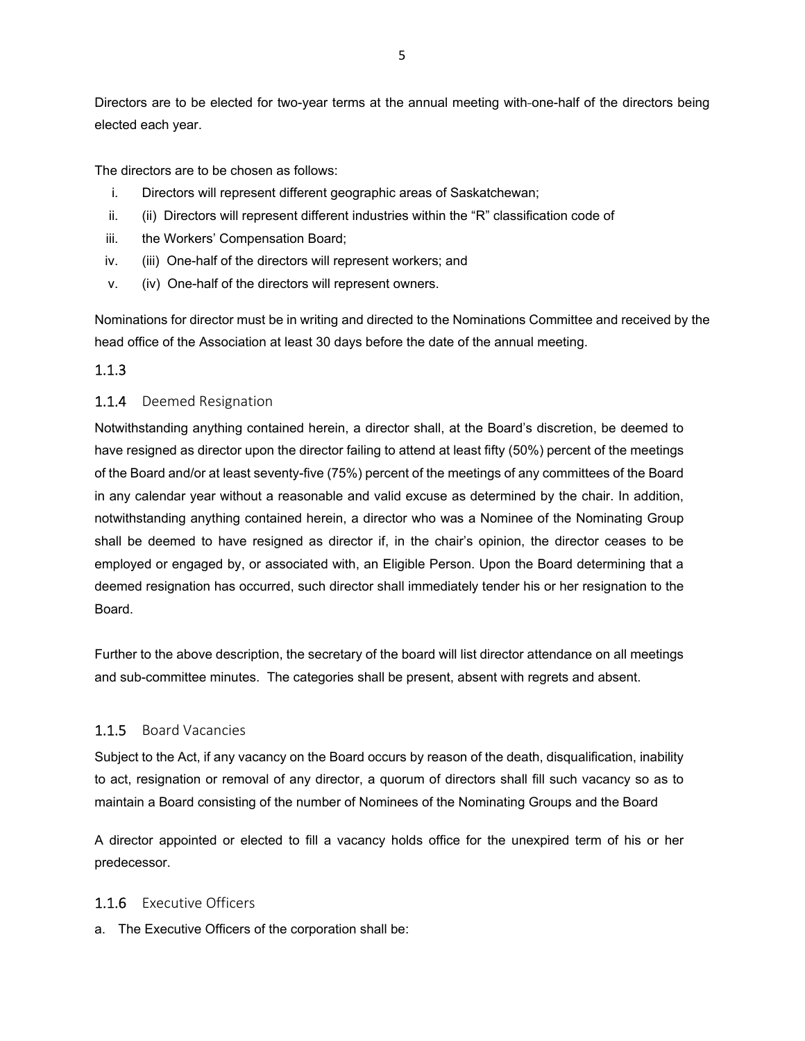Directors are to be elected for two-year terms at the annual meeting with one-half of the directors being elected each year.

The directors are to be chosen as follows:

i. Directors will represent different geographic areas of Saskatchewan;
ii. (ii) Directors will represent different industries within the "R" classification code of
iii. the Workers' Compensation Board;
iv. (iii) One-half of the directors will represent workers; and
v. (iv) One-half of the directors will represent owners.

Nominations for director must be in writing and directed to the Nominations Committee and received by the head office of the Association at least 30 days before the date of the annual meeting.

### 1.1.3

### 1.1.4 Deemed Resignation

Notwithstanding anything contained herein, a director shall, at the Board's discretion, be deemed to have resigned as director upon the director failing to attend at least fifty (50%) percent of the meetings of the Board and/or at least seventy-five (75%) percent of the meetings of any committees of the Board in any calendar year without a reasonable and valid excuse as determined by the chair. In addition, notwithstanding anything contained herein, a director who was a Nominee of the Nominating Group shall be deemed to have resigned as director if, in the chair's opinion, the director ceases to be employed or engaged by, or associated with, an Eligible Person. Upon the Board determining that a deemed resignation has occurred, such director shall immediately tender his or her resignation to the Board.

Further to the above description, the secretary of the board will list director attendance on all meetings and sub-committee minutes. The categories shall be present, absent with regrets and absent.

### 1.1.5 Board Vacancies

Subject to the Act, if any vacancy on the Board occurs by reason of the death, disqualification, inability to act, resignation or removal of any director, a quorum of directors shall fill such vacancy so as to maintain a Board consisting of the number of Nominees of the Nominating Groups and the Board

A director appointed or elected to fill a vacancy holds office for the unexpired term of his or her predecessor.

### 1.1.6 Executive Officers

a. The Executive Officers of the corporation shall be: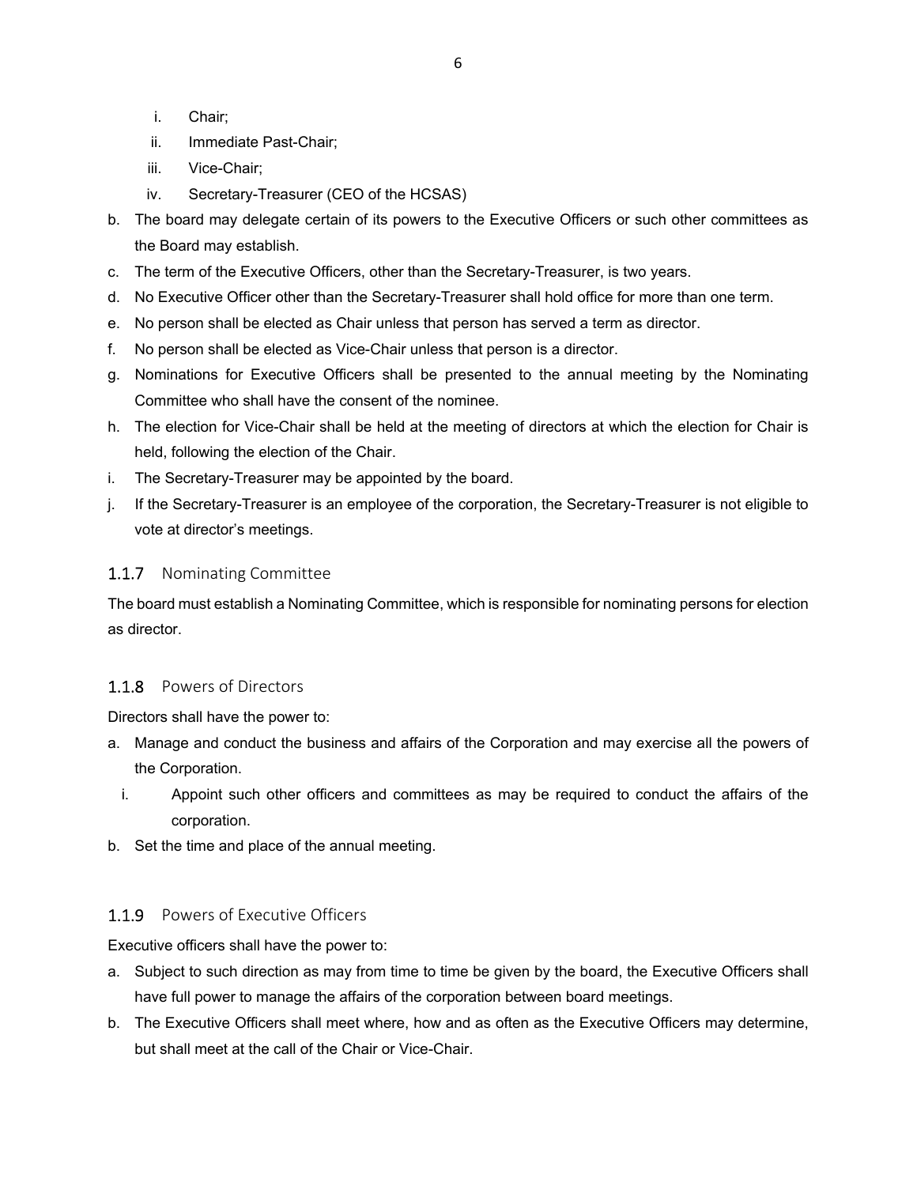i. Chair;
   ii. Immediate Past-Chair;
   iii. Vice-Chair;
   iv. Secretary-Treasurer (CEO of the HCSAS)

b. The board may delegate certain of its powers to the Executive Officers or such other committees as the Board may establish.
c. The term of the Executive Officers, other than the Secretary-Treasurer, is two years.
d. No Executive Officer other than the Secretary-Treasurer shall hold office for more than one term.
e. No person shall be elected as Chair unless that person has served a term as director.
f. No person shall be elected as Vice-Chair unless that person is a director.
g. Nominations for Executive Officers shall be presented to the annual meeting by the Nominating Committee who shall have the consent of the nominee.
h. The election for Vice-Chair shall be held at the meeting of directors at which the election for Chair is held, following the election of the Chair.
i. The Secretary-Treasurer may be appointed by the board.
j. If the Secretary-Treasurer is an employee of the corporation, the Secretary-Treasurer is not eligible to vote at director's meetings.

### 1.1.7 Nominating Committee

The board must establish a Nominating Committee, which is responsible for nominating persons for election as director.

### 1.1.8 Powers of Directors

Directors shall have the power to:

a. Manage and conduct the business and affairs of the Corporation and may exercise all the powers of the Corporation.
   i. Appoint such other officers and committees as may be required to conduct the affairs of the corporation.
b. Set the time and place of the annual meeting.

### 1.1.9 Powers of Executive Officers

Executive officers shall have the power to:

a. Subject to such direction as may from time to time be given by the board, the Executive Officers shall have full power to manage the affairs of the corporation between board meetings.
b. The Executive Officers shall meet where, how and as often as the Executive Officers may determine, but shall meet at the call of the Chair or Vice-Chair.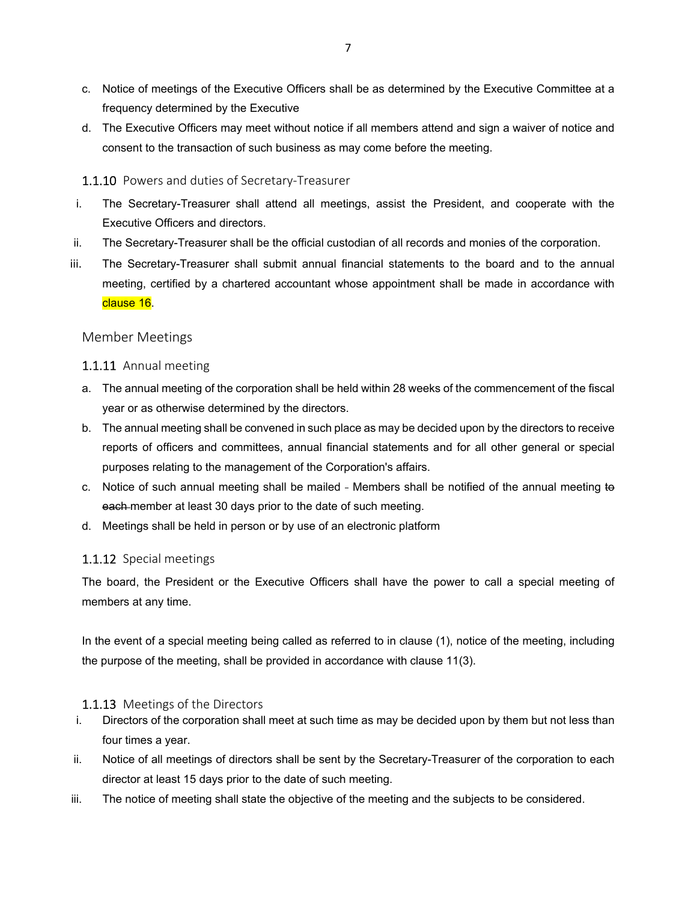c. Notice of meetings of the Executive Officers shall be as determined by the Executive Committee at a frequency determined by the Executive
d. The Executive Officers may meet without notice if all members attend and sign a waiver of notice and consent to the transaction of such business as may come before the meeting.

### 1.1.10 Powers and duties of Secretary-Treasurer

i. The Secretary-Treasurer shall attend all meetings, assist the President, and cooperate with the Executive Officers and directors.
ii. The Secretary-Treasurer shall be the official custodian of all records and monies of the corporation.
iii. The Secretary-Treasurer shall submit annual financial statements to the board and to the annual meeting, certified by a chartered accountant whose appointment shall be made in accordance with clause 16.

## Member Meetings

### 1.1.11 Annual meeting

a. The annual meeting of the corporation shall be held within 28 weeks of the commencement of the fiscal year or as otherwise determined by the directors.
b. The annual meeting shall be convened in such place as may be decided upon by the directors to receive reports of officers and committees, annual financial statements and for all other general or special purposes relating to the management of the Corporation's affairs.
c. Notice of such annual meeting shall be mailed - Members shall be notified of the annual meeting ~~to each~~ member at least 30 days prior to the date of such meeting.
d. Meetings shall be held in person or by use of an electronic platform

### 1.1.12 Special meetings

The board, the President or the Executive Officers shall have the power to call a special meeting of members at any time.

In the event of a special meeting being called as referred to in clause (1), notice of the meeting, including the purpose of the meeting, shall be provided in accordance with clause 11(3).

### 1.1.13 Meetings of the Directors

i. Directors of the corporation shall meet at such time as may be decided upon by them but not less than four times a year.
ii. Notice of all meetings of directors shall be sent by the Secretary-Treasurer of the corporation to each director at least 15 days prior to the date of such meeting.
iii. The notice of meeting shall state the objective of the meeting and the subjects to be considered.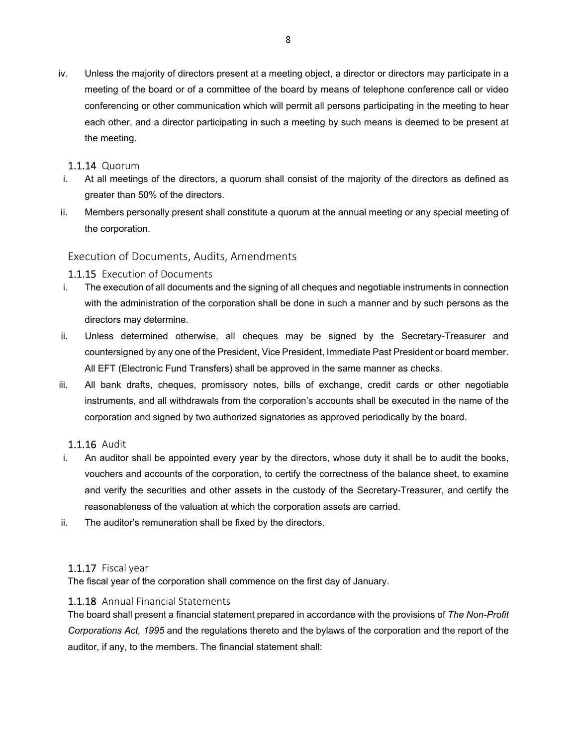iv. Unless the majority of directors present at a meeting object, a director or directors may participate in a meeting of the board or of a committee of the board by means of telephone conference call or video conferencing or other communication which will permit all persons participating in the meeting to hear each other, and a director participating in such a meeting by such means is deemed to be present at the meeting.

### 1.1.14 Quorum

i. At all meetings of the directors, a quorum shall consist of the majority of the directors as defined as greater than 50% of the directors.

ii. Members personally present shall constitute a quorum at the annual meeting or any special meeting of the corporation.

## Execution of Documents, Audits, Amendments

### 1.1.15 Execution of Documents

i. The execution of all documents and the signing of all cheques and negotiable instruments in connection with the administration of the corporation shall be done in such a manner and by such persons as the directors may determine.

ii. Unless determined otherwise, all cheques may be signed by the Secretary-Treasurer and countersigned by any one of the President, Vice President, Immediate Past President or board member. All EFT (Electronic Fund Transfers) shall be approved in the same manner as checks.

iii. All bank drafts, cheques, promissory notes, bills of exchange, credit cards or other negotiable instruments, and all withdrawals from the corporation's accounts shall be executed in the name of the corporation and signed by two authorized signatories as approved periodically by the board.

### 1.1.16 Audit

i. An auditor shall be appointed every year by the directors, whose duty it shall be to audit the books, vouchers and accounts of the corporation, to certify the correctness of the balance sheet, to examine and verify the securities and other assets in the custody of the Secretary-Treasurer, and certify the reasonableness of the valuation at which the corporation assets are carried.

ii. The auditor's remuneration shall be fixed by the directors.

### 1.1.17 Fiscal year

The fiscal year of the corporation shall commence on the first day of January.

### 1.1.18 Annual Financial Statements

The board shall present a financial statement prepared in accordance with the provisions of *The Non-Profit Corporations Act, 1995* and the regulations thereto and the bylaws of the corporation and the report of the auditor, if any, to the members. The financial statement shall: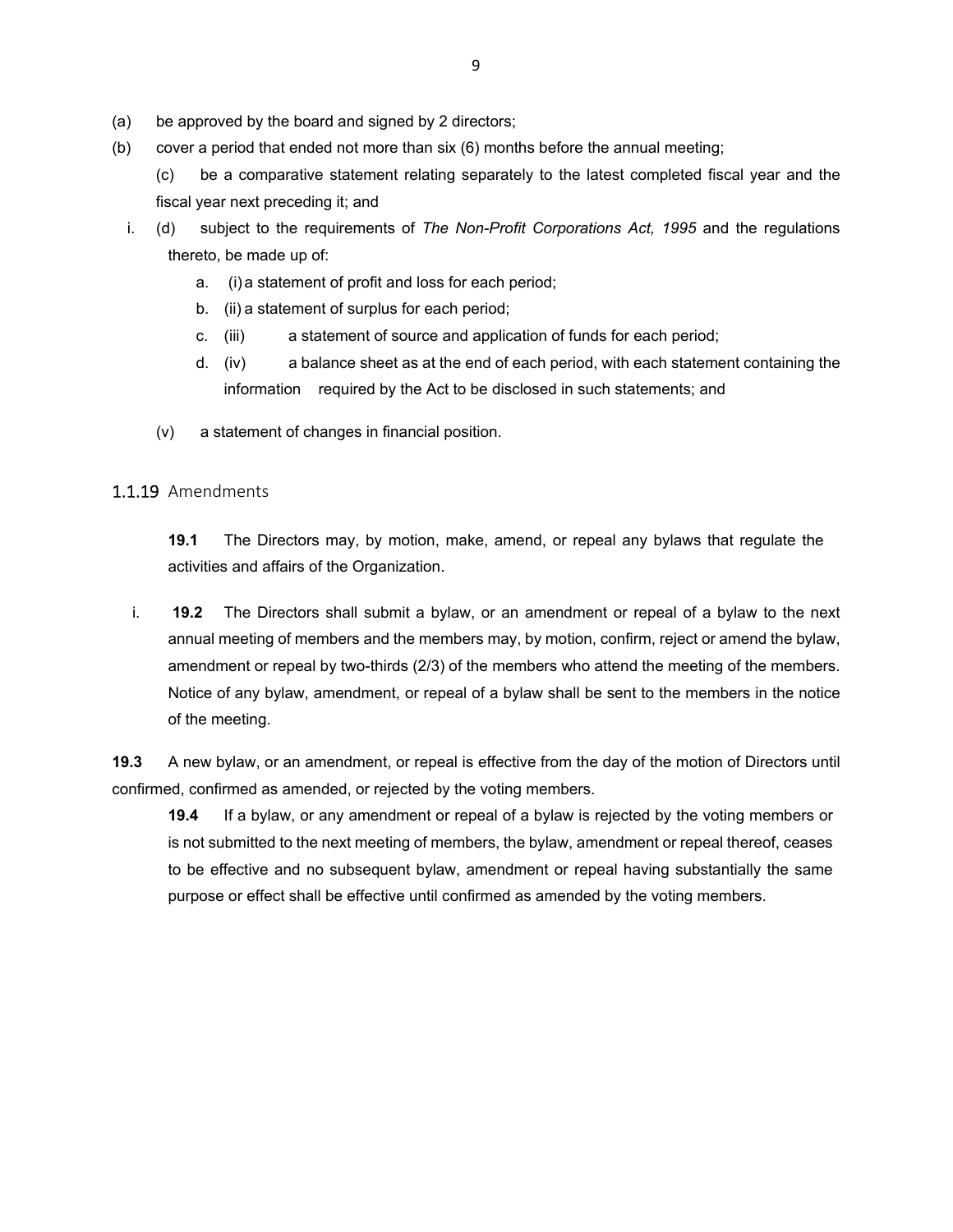(a) be approved by the board and signed by 2 directors;

(b) cover a period that ended not more than six (6) months before the annual meeting;

(c) be a comparative statement relating separately to the latest completed fiscal year and the fiscal year next preceding it; and

i. (d) subject to the requirements of *The Non-Profit Corporations Act, 1995* and the regulations thereto, be made up of:

   a. (i) a statement of profit and loss for each period;
   b. (ii) a statement of surplus for each period;
   c. (iii) a statement of source and application of funds for each period;
   d. (iv) a balance sheet as at the end of each period, with each statement containing the information required by the Act to be disclosed in such statements; and

(v) a statement of changes in financial position.

### 1.1.19 Amendments

**19.1** The Directors may, by motion, make, amend, or repeal any bylaws that regulate the activities and affairs of the Organization.

i. **19.2** The Directors shall submit a bylaw, or an amendment or repeal of a bylaw to the next annual meeting of members and the members may, by motion, confirm, reject or amend the bylaw, amendment or repeal by two-thirds (2/3) of the members who attend the meeting of the members. Notice of any bylaw, amendment, or repeal of a bylaw shall be sent to the members in the notice of the meeting.

**19.3** A new bylaw, or an amendment, or repeal is effective from the day of the motion of Directors until confirmed, confirmed as amended, or rejected by the voting members.

**19.4** If a bylaw, or any amendment or repeal of a bylaw is rejected by the voting members or is not submitted to the next meeting of members, the bylaw, amendment or repeal thereof, ceases to be effective and no subsequent bylaw, amendment or repeal having substantially the same purpose or effect shall be effective until confirmed as amended by the voting members.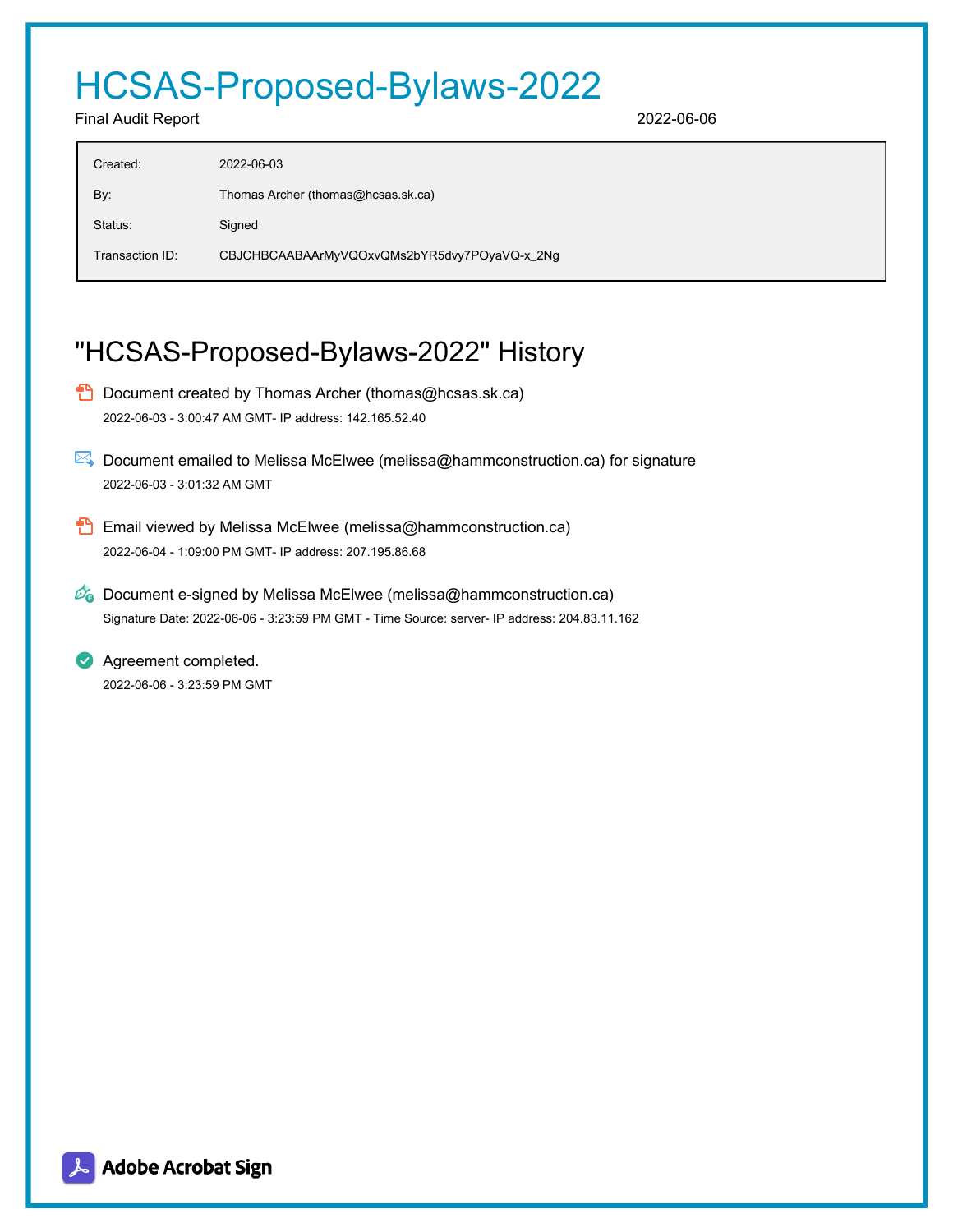# HCSAS-Proposed-Bylaws-2022

Final Audit Report 2022-06-06

| | |
|---|---|
| Created: | 2022-06-03 |
| By: | Thomas Archer (thomas@hcsas.sk.ca) |
| Status: | Signed |
| Transaction ID: | CBJCHBCAABAArMyVQOxvQMs2bYR5dvy7POyaVQ-x_2Ng |

## "HCSAS-Proposed-Bylaws-2022" History

- Document created by Thomas Archer (thomas@hcsas.sk.ca)
  2022-06-03 - 3:00:47 AM GMT- IP address: 142.165.52.40

- Document emailed to Melissa McElwee (melissa@hammconstruction.ca) for signature
  2022-06-03 - 3:01:32 AM GMT

- Email viewed by Melissa McElwee (melissa@hammconstruction.ca)
  2022-06-04 - 1:09:00 PM GMT- IP address: 207.195.86.68

- Document e-signed by Melissa McElwee (melissa@hammconstruction.ca)
  Signature Date: 2022-06-06 - 3:23:59 PM GMT - Time Source: server- IP address: 204.83.11.162

- Agreement completed.
  2022-06-06 - 3:23:59 PM GMT

Adobe Acrobat Sign